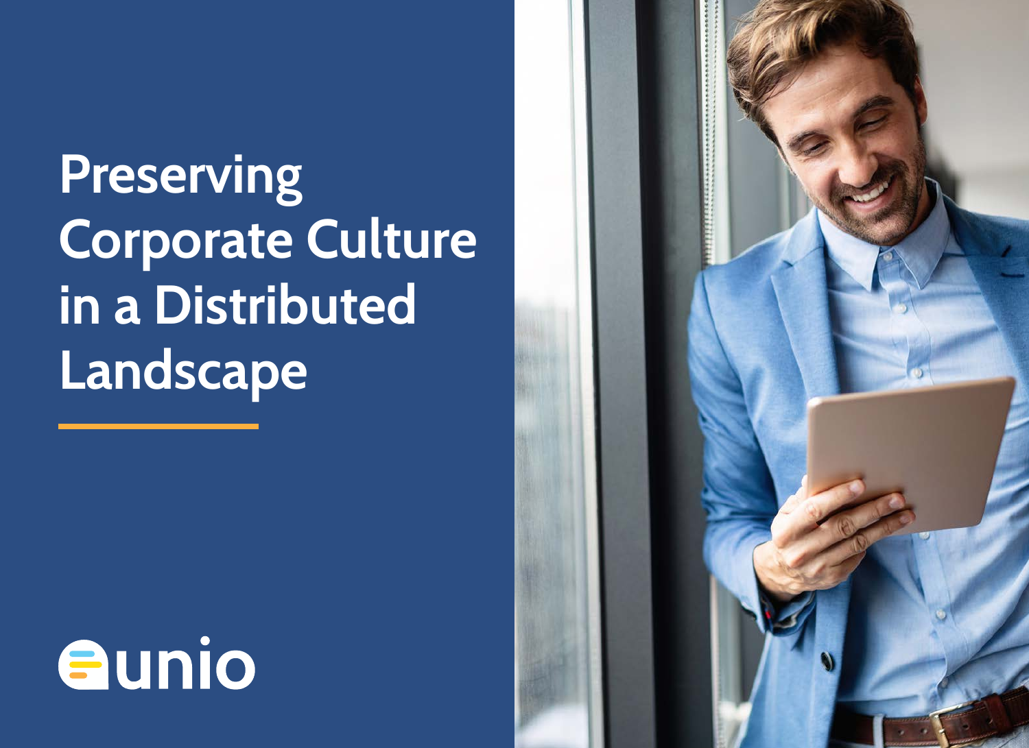# Preserving Corporate Culture in a Distributed Landscape

unio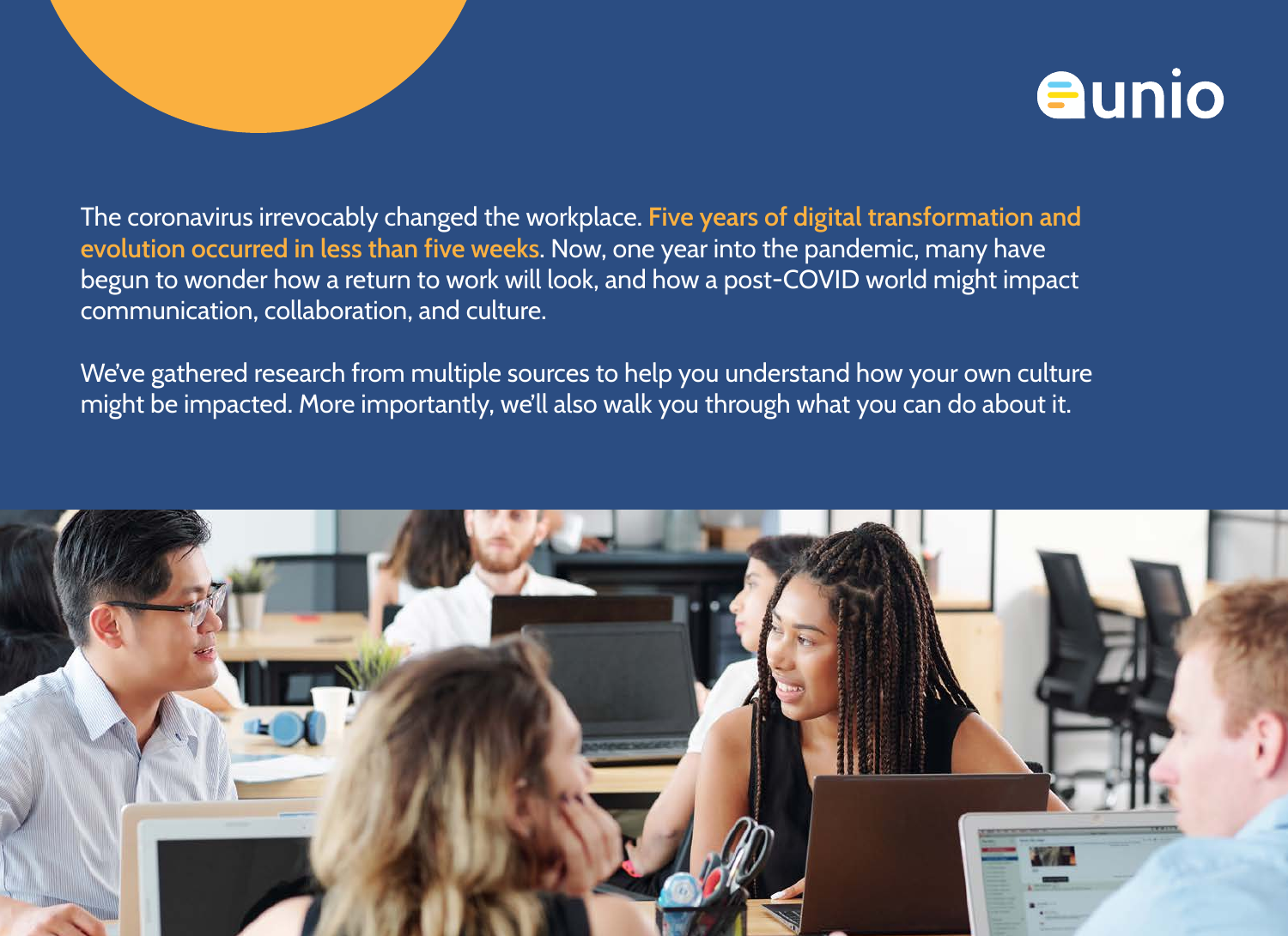The coronavirus irrevocably changed the workplace. **Five years of digital transformation and evolution occurred in less than five weeks.** Now, one year into the pandemic, many have begun to wonder how a return to work will look, and how a post-COVID world might impact communication, collaboration, and culture.

We've gathered research from multiple sources to help you understand how your own culture might be impacted. More importantly, we'll also walk you through what you can do about it.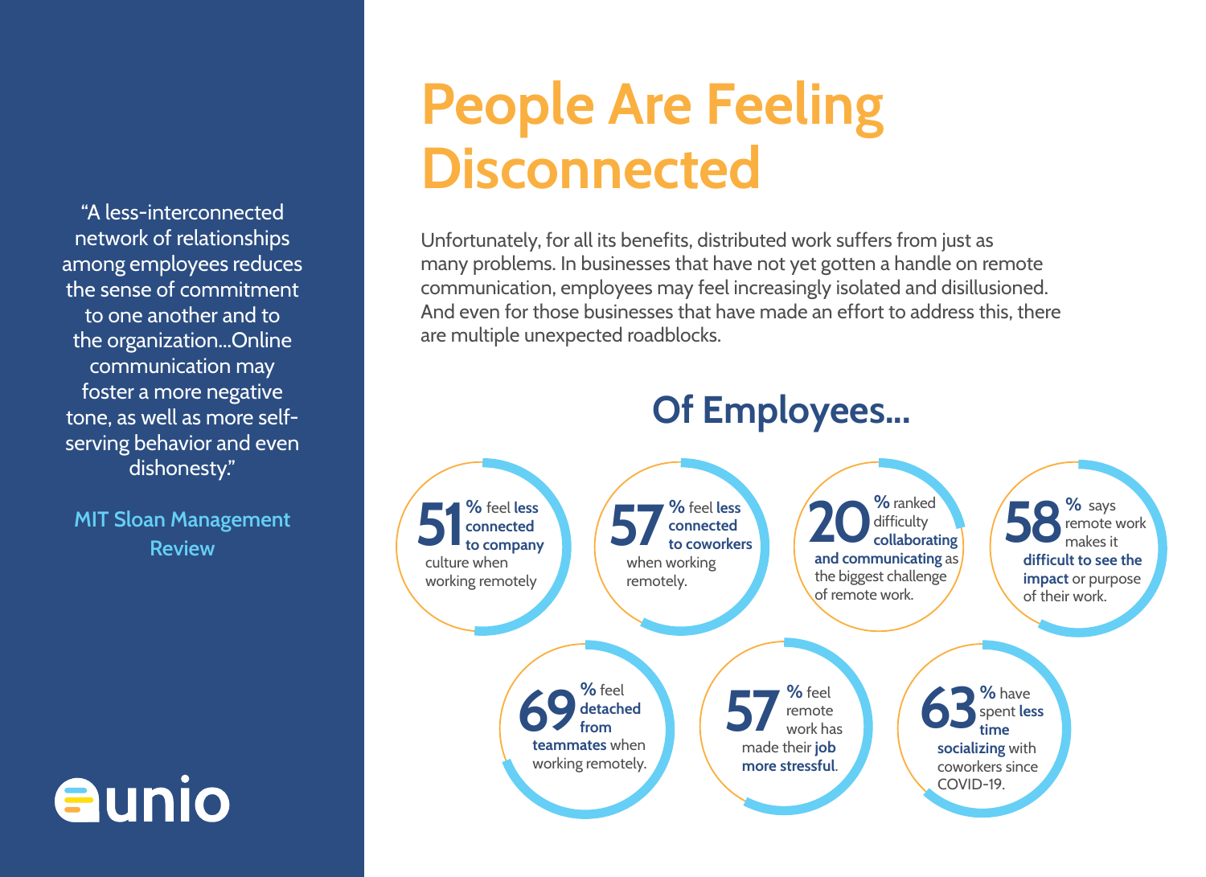> "A less-interconnected network of relationships among employees reduces the sense of commitment to one another and to the organization...Online communication may foster a more negative tone, as well as more self-serving behavior and even dishonesty."
>
> MIT Sloan Management Review

# People Are Feeling Disconnected

Unfortunately, for all its benefits, distributed work suffers from just as many problems. In businesses that have not yet gotten a handle on remote communication, employees may feel increasingly isolated and disillusioned. And even for those businesses that have made an effort to address this, there are multiple unexpected roadblocks.

## Of Employees...

- **51%** feel **less connected to company** culture when working remotely
- **57%** feel **less connected to coworkers** when working remotely.
- **20%** ranked difficulty **collaborating and communicating** as the biggest challenge of remote work.
- **58%** says remote work makes it **difficult to see the impact** or purpose of their work.
- **69%** feel **detached from teammates** when working remotely.
- **57%** feel remote work has made their **job more stressful**.
- **63%** have spent **less time socializing** with coworkers since COVID-19.

unio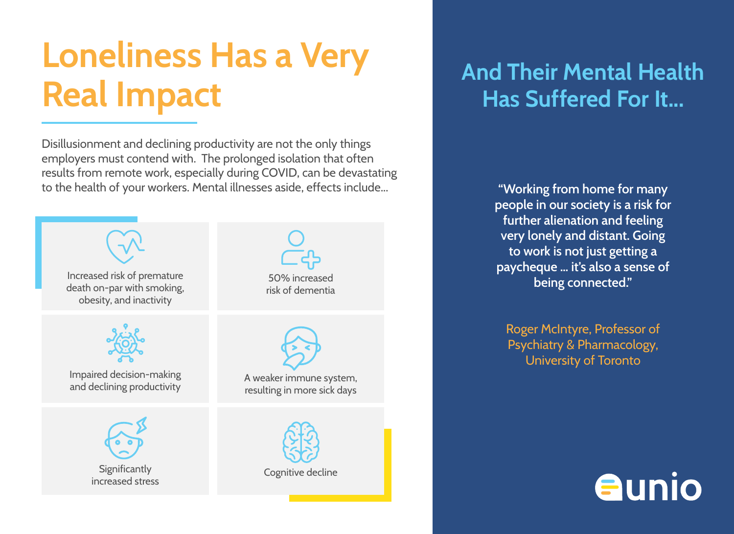# Loneliness Has a Very Real Impact

Disillusionment and declining productivity are not the only things employers must contend with. The prolonged isolation that often results from remote work, especially during COVID, can be devastating to the health of your workers. Mental illnesses aside, effects include...

- Increased risk of premature death on-par with smoking, obesity, and inactivity
- 50% increased risk of dementia
- Impaired decision-making and declining productivity
- A weaker immune system, resulting in more sick days
- Significantly increased stress
- Cognitive decline

## And Their Mental Health Has Suffered For It...

"Working from home for many people in our society is a risk for further alienation and feeling very lonely and distant. Going to work is not just getting a paycheque ... it's also a sense of being connected."

Roger McIntyre, Professor of Psychiatry & Pharmacology, University of Toronto

unio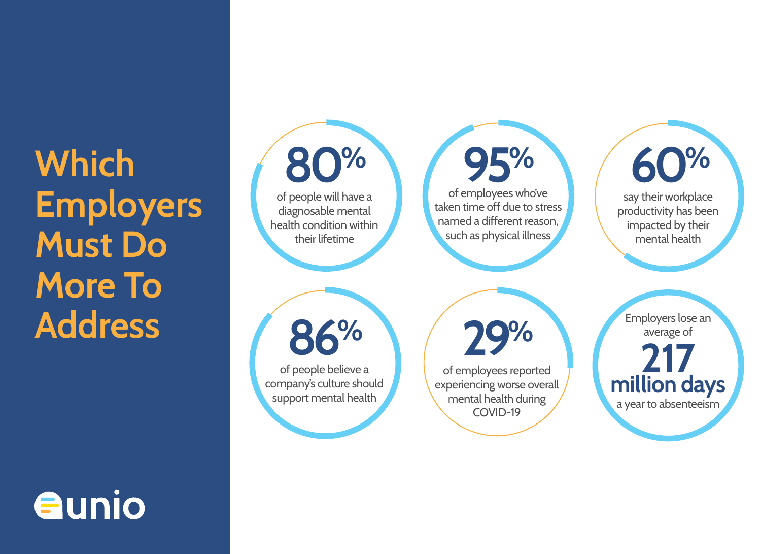# Which Employers Must Do More To Address

**80%** of people will have a diagnosable mental health condition within their lifetime

**95%** of employees who've taken time off due to stress named a different reason, such as physical illness

**60%** say their workplace productivity has been impacted by their mental health

**86%** of people believe a company's culture should support mental health

**29%** of employees reported experiencing worse overall mental health during COVID-19

Employers lose an average of **217 million days** a year to absenteeism

unio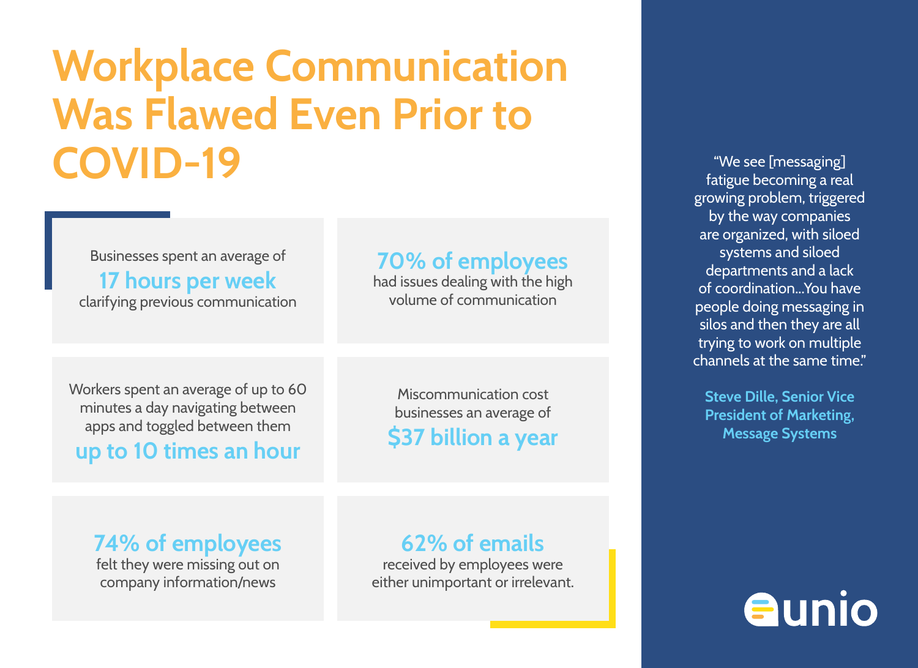# Workplace Communication Was Flawed Even Prior to COVID-19

Businesses spent an average of **17 hours per week** clarifying previous communication

**70% of employees** had issues dealing with the high volume of communication

Workers spent an average of up to 60 minutes a day navigating between apps and toggled between them **up to 10 times an hour**

Miscommunication cost businesses an average of **$37 billion a year**

**74% of employees** felt they were missing out on company information/news

**62% of emails** received by employees were either unimportant or irrelevant.

"We see [messaging] fatigue becoming a real growing problem, triggered by the way companies are organized, with siloed systems and siloed departments and a lack of coordination...You have people doing messaging in silos and then they are all trying to work on multiple channels at the same time."

**Steve Dille, Senior Vice President of Marketing, Message Systems**

unio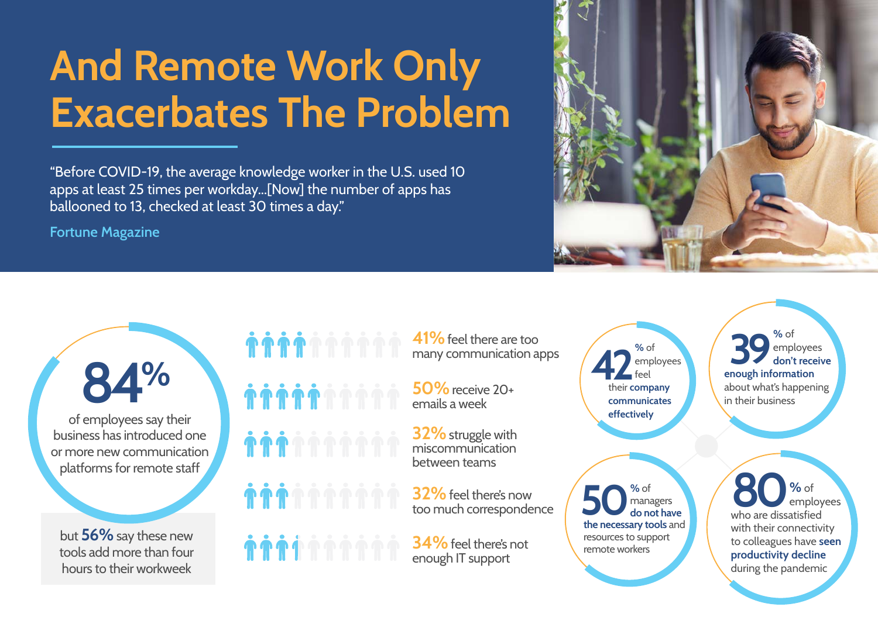# And Remote Work Only Exacerbates The Problem

"Before COVID-19, the average knowledge worker in the U.S. used 10 apps at least 25 times per workday...[Now] the number of apps has ballooned to 13, checked at least 30 times a day."

Fortune Magazine

**84%** of employees say their business has introduced one or more new communication platforms for remote staff

but **56%** say these new tools add more than four hours to their workweek

- **41%** feel there are too many communication apps
- **50%** receive 20+ emails a week
- **32%** struggle with miscommunication between teams
- **32%** feel there's now too much correspondence
- **34%** feel there's not enough IT support

**42**% of employees feel their **company communicates effectively**

**39**% of employees **don't receive enough information** about what's happening in their business

**50**% of managers **do not have the necessary tools** and resources to support remote workers

**80**% of employees who are dissatisfied with their connectivity to colleagues have **seen productivity decline** during the pandemic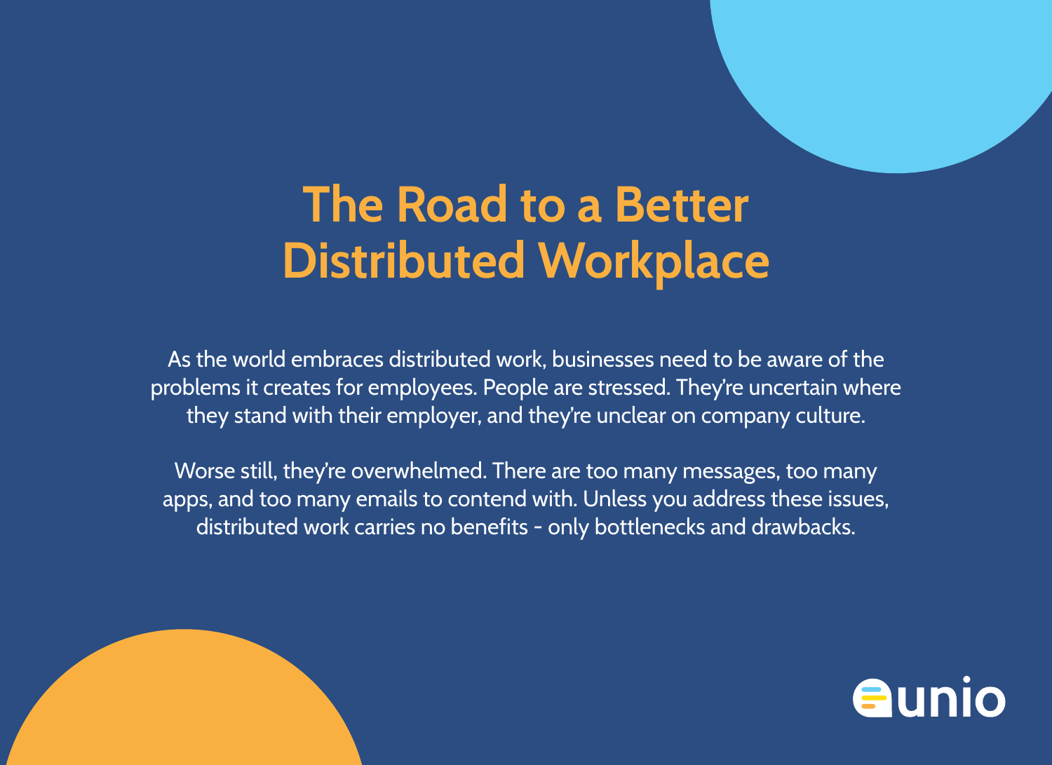# The Road to a Better Distributed Workplace

As the world embraces distributed work, businesses need to be aware of the problems it creates for employees. People are stressed. They're uncertain where they stand with their employer, and they're unclear on company culture.

Worse still, they're overwhelmed. There are too many messages, too many apps, and too many emails to contend with. Unless you address these issues, distributed work carries no benefits - only bottlenecks and drawbacks.

unio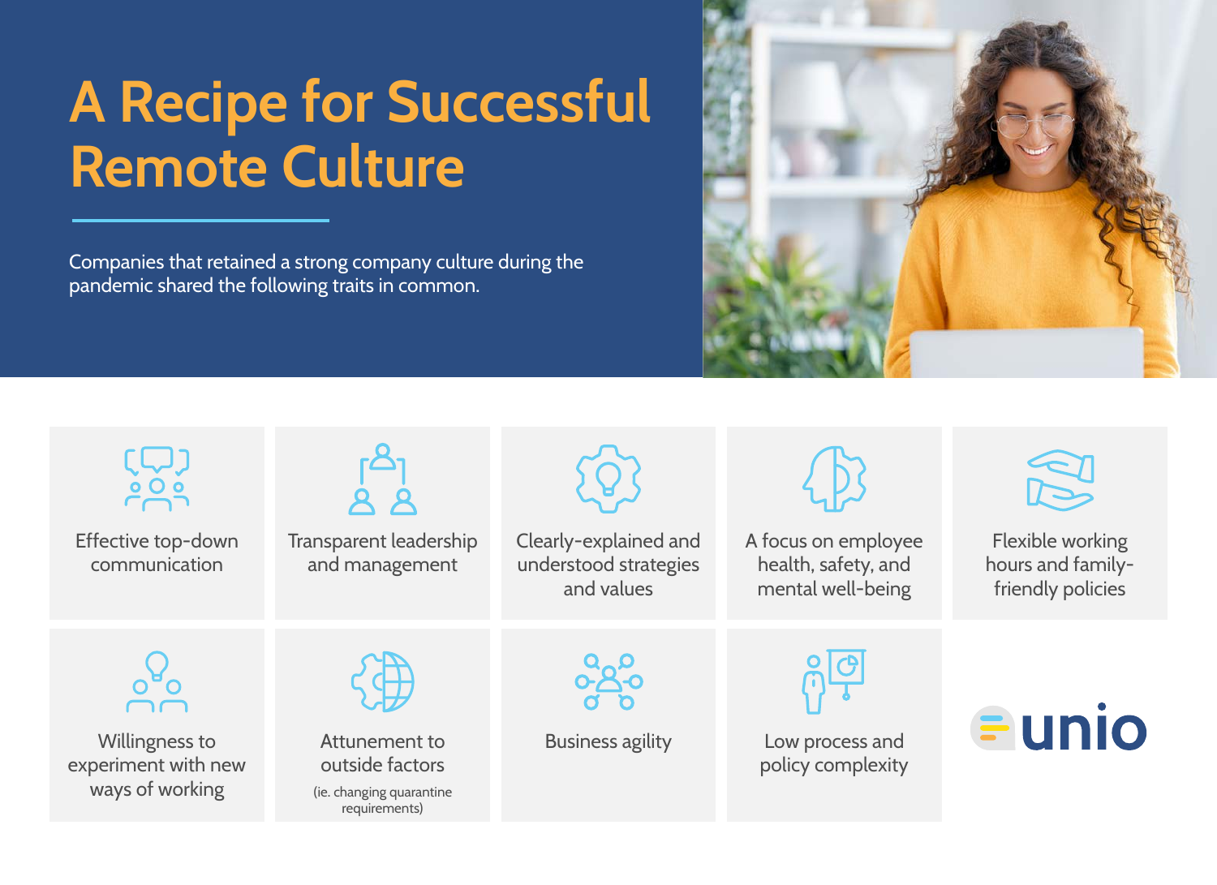# A Recipe for Successful Remote Culture

Companies that retained a strong company culture during the pandemic shared the following traits in common.

- Effective top-down communication
- Transparent leadership and management
- Clearly-explained and understood strategies and values
- A focus on employee health, safety, and mental well-being
- Flexible working hours and family-friendly policies
- Willingness to experiment with new ways of working
- Attunement to outside factors (ie. changing quarantine requirements)
- Business agility
- Low process and policy complexity

unio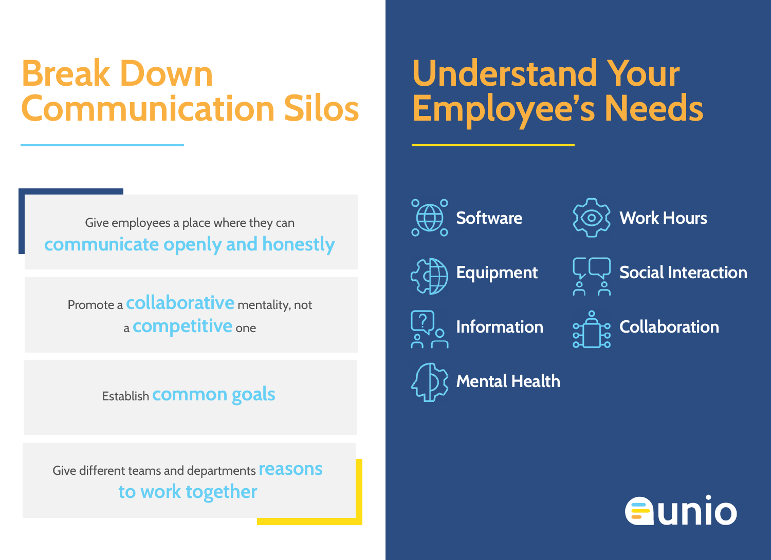# Break Down Communication Silos

- Give employees a place where they can **communicate openly and honestly**
- Promote a **collaborative** mentality, not a **competitive** one
- Establish **common goals**
- Give different teams and departments **reasons to work together**

# Understand Your Employee's Needs

- Software
- Work Hours
- Equipment
- Social Interaction
- Information
- Collaboration
- Mental Health

unio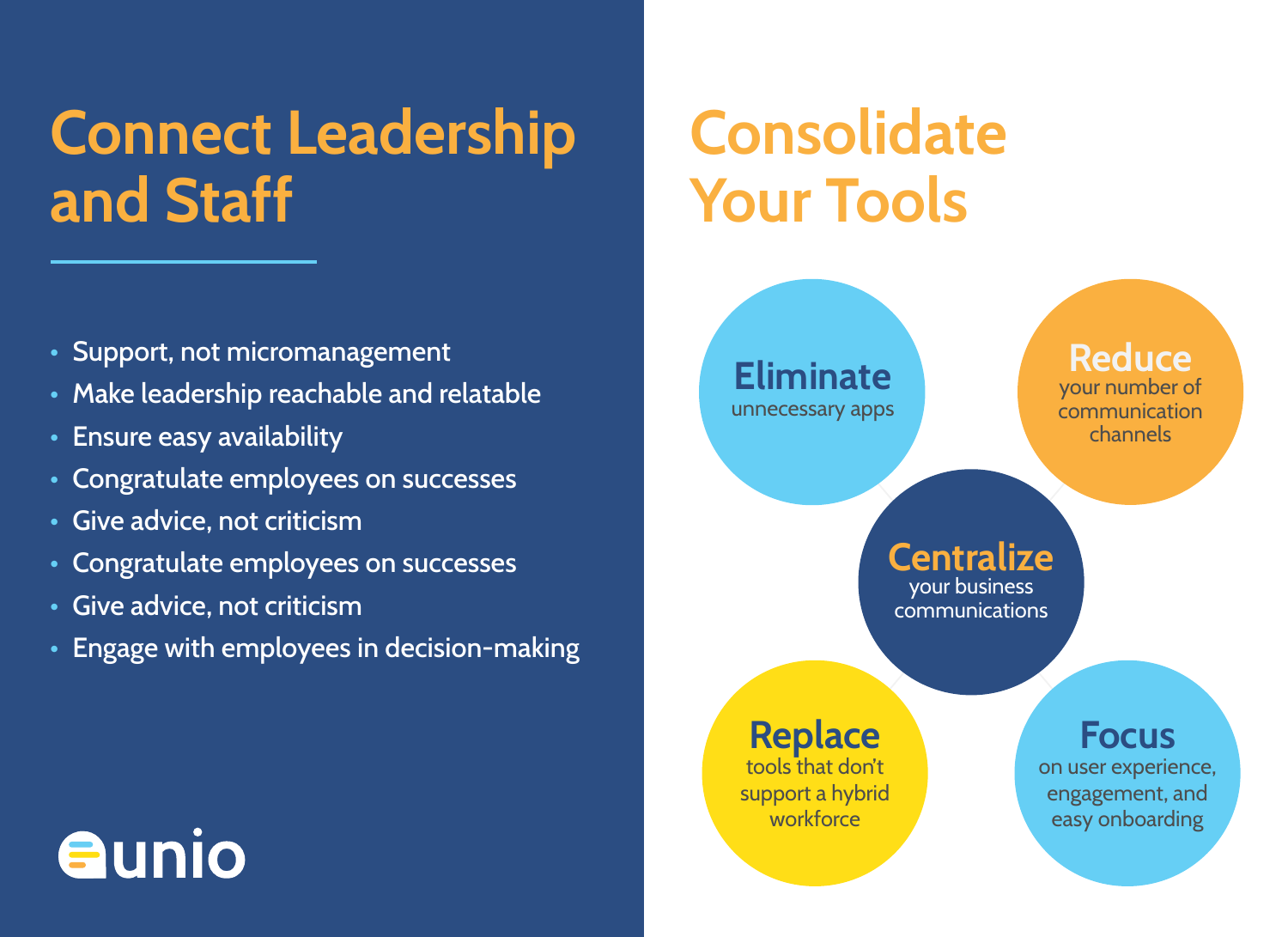## Connect Leadership and Staff

- Support, not micromanagement
- Make leadership reachable and relatable
- Ensure easy availability
- Congratulate employees on successes
- Give advice, not criticism
- Congratulate employees on successes
- Give advice, not criticism
- Engage with employees in decision-making

unio

## Consolidate Your Tools

**Eliminate** unnecessary apps

**Reduce** your number of communication channels

**Centralize** your business communications

**Replace** tools that don't support a hybrid workforce

**Focus** on user experience, engagement, and easy onboarding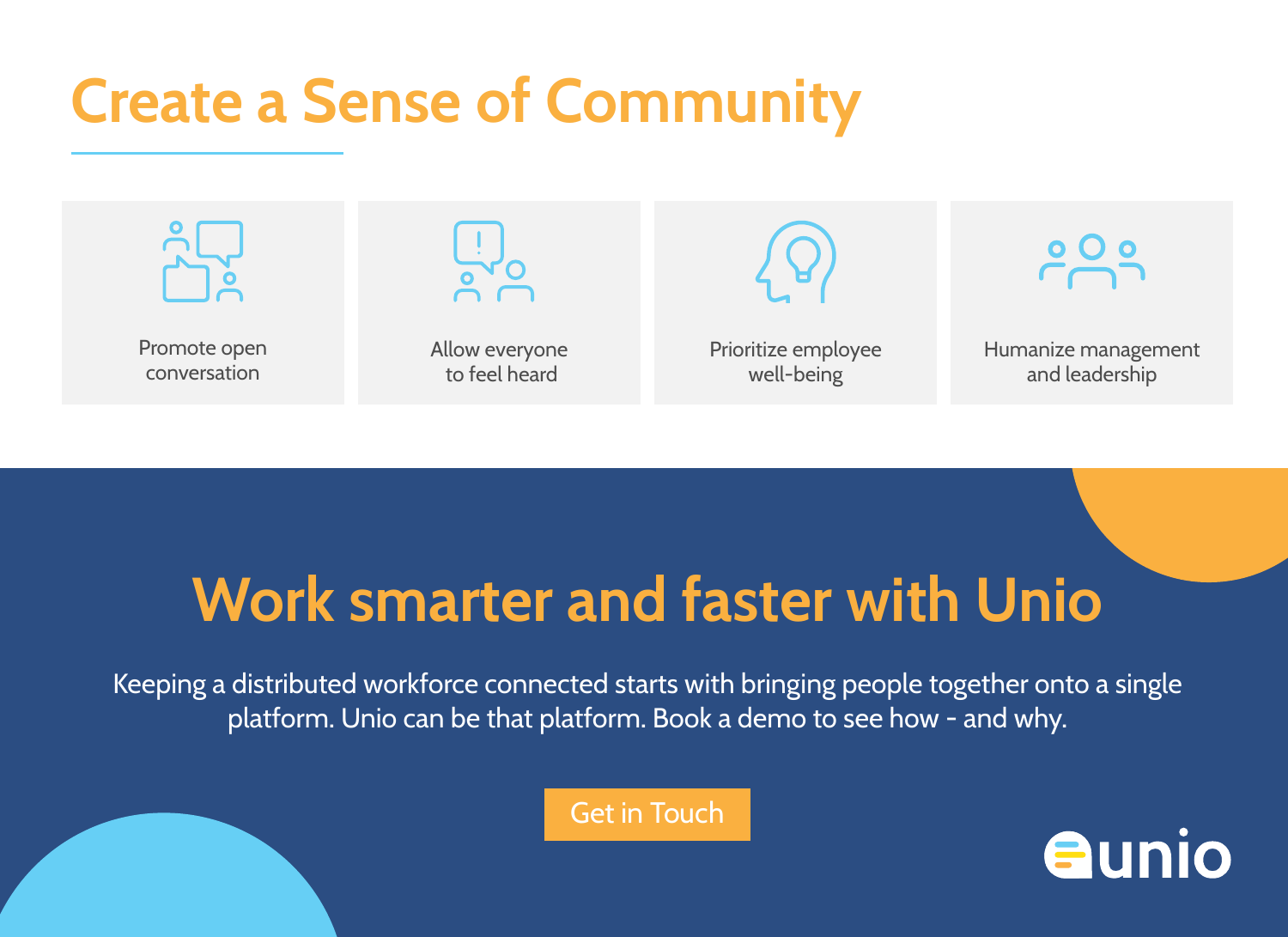# Create a Sense of Community

- Promote open conversation
- Allow everyone to feel heard
- Prioritize employee well-being
- Humanize management and leadership

## Work smarter and faster with Unio

Keeping a distributed workforce connected starts with bringing people together onto a single platform. Unio can be that platform. Book a demo to see how - and why.

Get in Touch

unio